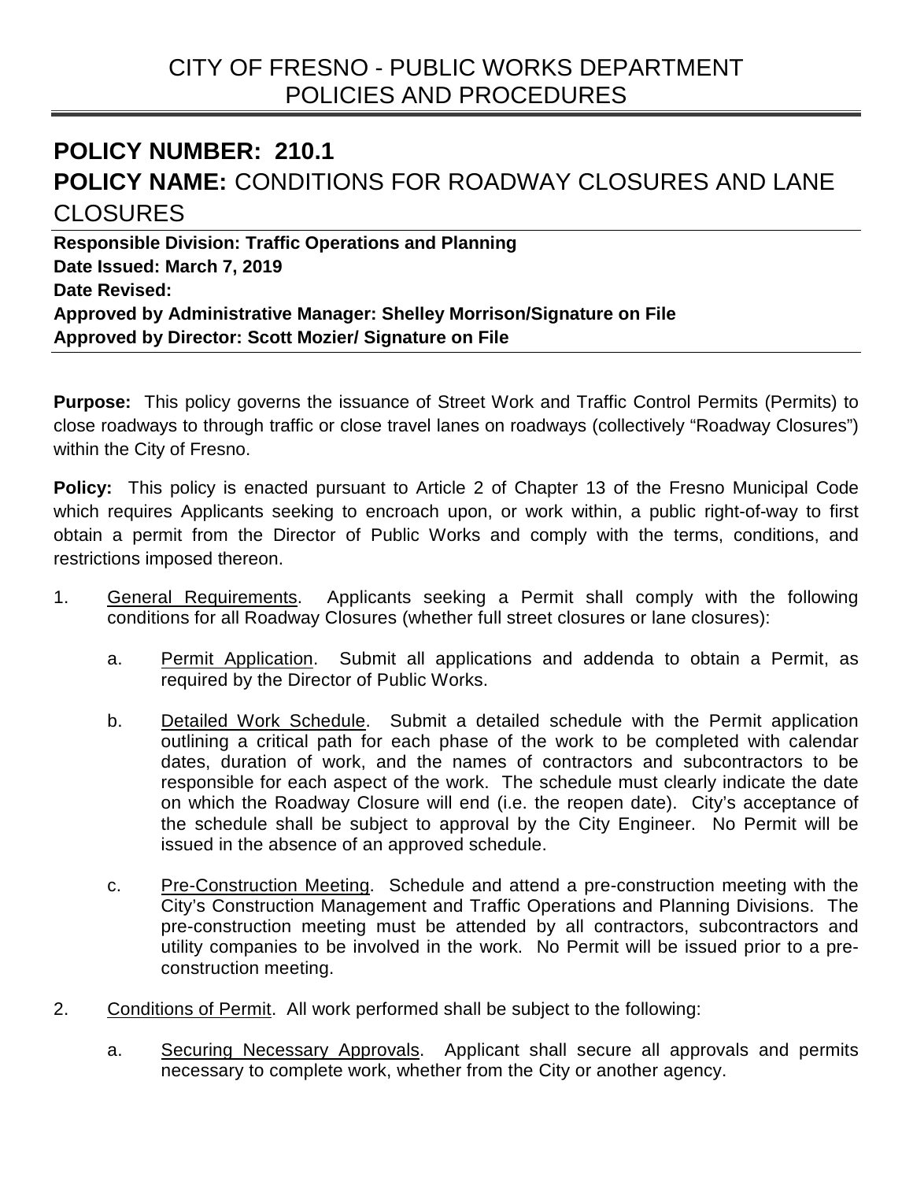# CITY OF FRESNO - PUBLIC WORKS DEPARTMENT
# POLICIES AND PROCEDURES

## POLICY NUMBER: 210.1
## POLICY NAME: CONDITIONS FOR ROADWAY CLOSURES AND LANE CLOSURES

**Responsible Division: Traffic Operations and Planning**
**Date Issued: March 7, 2019**
**Date Revised:**
**Approved by Administrative Manager: Shelley Morrison/Signature on File**
**Approved by Director: Scott Mozier/ Signature on File**

**Purpose:** This policy governs the issuance of Street Work and Traffic Control Permits (Permits) to close roadways to through traffic or close travel lanes on roadways (collectively "Roadway Closures") within the City of Fresno.

**Policy:** This policy is enacted pursuant to Article 2 of Chapter 13 of the Fresno Municipal Code which requires Applicants seeking to encroach upon, or work within, a public right-of-way to first obtain a permit from the Director of Public Works and comply with the terms, conditions, and restrictions imposed thereon.

1. General Requirements. Applicants seeking a Permit shall comply with the following conditions for all Roadway Closures (whether full street closures or lane closures):

   a. Permit Application. Submit all applications and addenda to obtain a Permit, as required by the Director of Public Works.

   b. Detailed Work Schedule. Submit a detailed schedule with the Permit application outlining a critical path for each phase of the work to be completed with calendar dates, duration of work, and the names of contractors and subcontractors to be responsible for each aspect of the work. The schedule must clearly indicate the date on which the Roadway Closure will end (i.e. the reopen date). City's acceptance of the schedule shall be subject to approval by the City Engineer. No Permit will be issued in the absence of an approved schedule.

   c. Pre-Construction Meeting. Schedule and attend a pre-construction meeting with the City's Construction Management and Traffic Operations and Planning Divisions. The pre-construction meeting must be attended by all contractors, subcontractors and utility companies to be involved in the work. No Permit will be issued prior to a pre-construction meeting.

2. Conditions of Permit. All work performed shall be subject to the following:

   a. Securing Necessary Approvals. Applicant shall secure all approvals and permits necessary to complete work, whether from the City or another agency.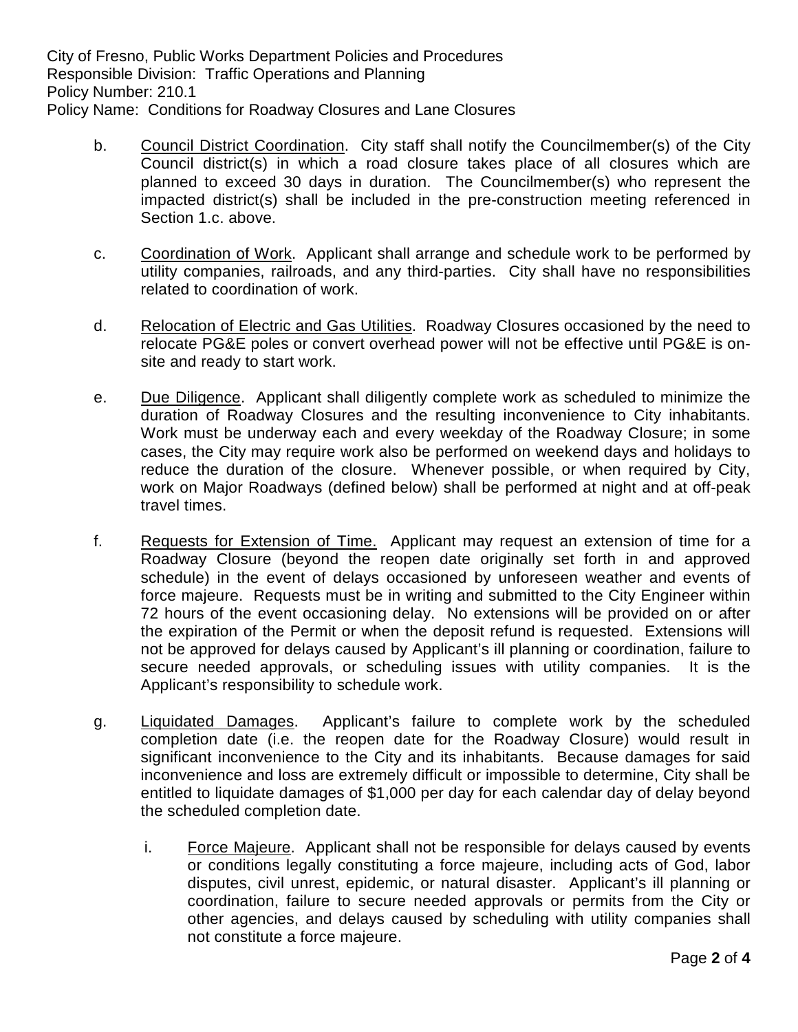b. <u>Council District Coordination</u>. City staff shall notify the Councilmember(s) of the City Council district(s) in which a road closure takes place of all closures which are planned to exceed 30 days in duration. The Councilmember(s) who represent the impacted district(s) shall be included in the pre-construction meeting referenced in Section 1.c. above.

c. <u>Coordination of Work</u>. Applicant shall arrange and schedule work to be performed by utility companies, railroads, and any third-parties. City shall have no responsibilities related to coordination of work.

d. <u>Relocation of Electric and Gas Utilities</u>. Roadway Closures occasioned by the need to relocate PG&E poles or convert overhead power will not be effective until PG&E is on-site and ready to start work.

e. <u>Due Diligence</u>. Applicant shall diligently complete work as scheduled to minimize the duration of Roadway Closures and the resulting inconvenience to City inhabitants. Work must be underway each and every weekday of the Roadway Closure; in some cases, the City may require work also be performed on weekend days and holidays to reduce the duration of the closure. Whenever possible, or when required by City, work on Major Roadways (defined below) shall be performed at night and at off-peak travel times.

f. <u>Requests for Extension of Time.</u> Applicant may request an extension of time for a Roadway Closure (beyond the reopen date originally set forth in and approved schedule) in the event of delays occasioned by unforeseen weather and events of force majeure. Requests must be in writing and submitted to the City Engineer within 72 hours of the event occasioning delay. No extensions will be provided on or after the expiration of the Permit or when the deposit refund is requested. Extensions will not be approved for delays caused by Applicant's ill planning or coordination, failure to secure needed approvals, or scheduling issues with utility companies. It is the Applicant's responsibility to schedule work.

g. <u>Liquidated Damages</u>. Applicant's failure to complete work by the scheduled completion date (i.e. the reopen date for the Roadway Closure) would result in significant inconvenience to the City and its inhabitants. Because damages for said inconvenience and loss are extremely difficult or impossible to determine, City shall be entitled to liquidate damages of $1,000 per day for each calendar day of delay beyond the scheduled completion date.

   i. <u>Force Majeure</u>. Applicant shall not be responsible for delays caused by events or conditions legally constituting a force majeure, including acts of God, labor disputes, civil unrest, epidemic, or natural disaster. Applicant's ill planning or coordination, failure to secure needed approvals or permits from the City or other agencies, and delays caused by scheduling with utility companies shall not constitute a force majeure.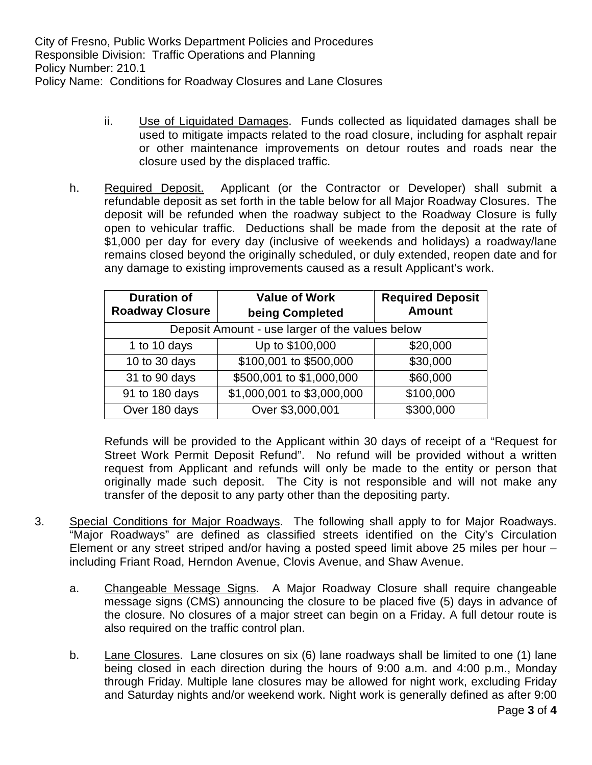ii. Use of Liquidated Damages. Funds collected as liquidated damages shall be used to mitigate impacts related to the road closure, including for asphalt repair or other maintenance improvements on detour routes and roads near the closure used by the displaced traffic.

h. Required Deposit. Applicant (or the Contractor or Developer) shall submit a refundable deposit as set forth in the table below for all Major Roadway Closures. The deposit will be refunded when the roadway subject to the Roadway Closure is fully open to vehicular traffic. Deductions shall be made from the deposit at the rate of $1,000 per day for every day (inclusive of weekends and holidays) a roadway/lane remains closed beyond the originally scheduled, or duly extended, reopen date and for any damage to existing improvements caused as a result Applicant's work.

| Duration of Roadway Closure | Value of Work being Completed | Required Deposit Amount |
|---|---|---|
| Deposit Amount - use larger of the values below | | |
| 1 to 10 days | Up to $100,000 | $20,000 |
| 10 to 30 days | $100,001 to $500,000 | $30,000 |
| 31 to 90 days | $500,001 to $1,000,000 | $60,000 |
| 91 to 180 days | $1,000,001 to $3,000,000 | $100,000 |
| Over 180 days | Over $3,000,001 | $300,000 |

Refunds will be provided to the Applicant within 30 days of receipt of a "Request for Street Work Permit Deposit Refund". No refund will be provided without a written request from Applicant and refunds will only be made to the entity or person that originally made such deposit. The City is not responsible and will not make any transfer of the deposit to any party other than the depositing party.

3. Special Conditions for Major Roadways. The following shall apply to for Major Roadways. "Major Roadways" are defined as classified streets identified on the City's Circulation Element or any street striped and/or having a posted speed limit above 25 miles per hour – including Friant Road, Herndon Avenue, Clovis Avenue, and Shaw Avenue.

   a. Changeable Message Signs. A Major Roadway Closure shall require changeable message signs (CMS) announcing the closure to be placed five (5) days in advance of the closure. No closures of a major street can begin on a Friday. A full detour route is also required on the traffic control plan.

   b. Lane Closures. Lane closures on six (6) lane roadways shall be limited to one (1) lane being closed in each direction during the hours of 9:00 a.m. and 4:00 p.m., Monday through Friday. Multiple lane closures may be allowed for night work, excluding Friday and Saturday nights and/or weekend work. Night work is generally defined as after 9:00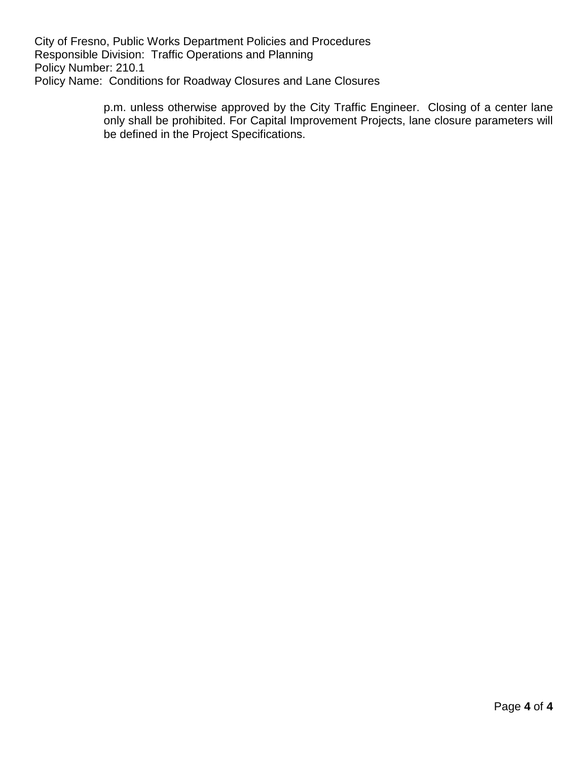p.m. unless otherwise approved by the City Traffic Engineer. Closing of a center lane only shall be prohibited. For Capital Improvement Projects, lane closure parameters will be defined in the Project Specifications.